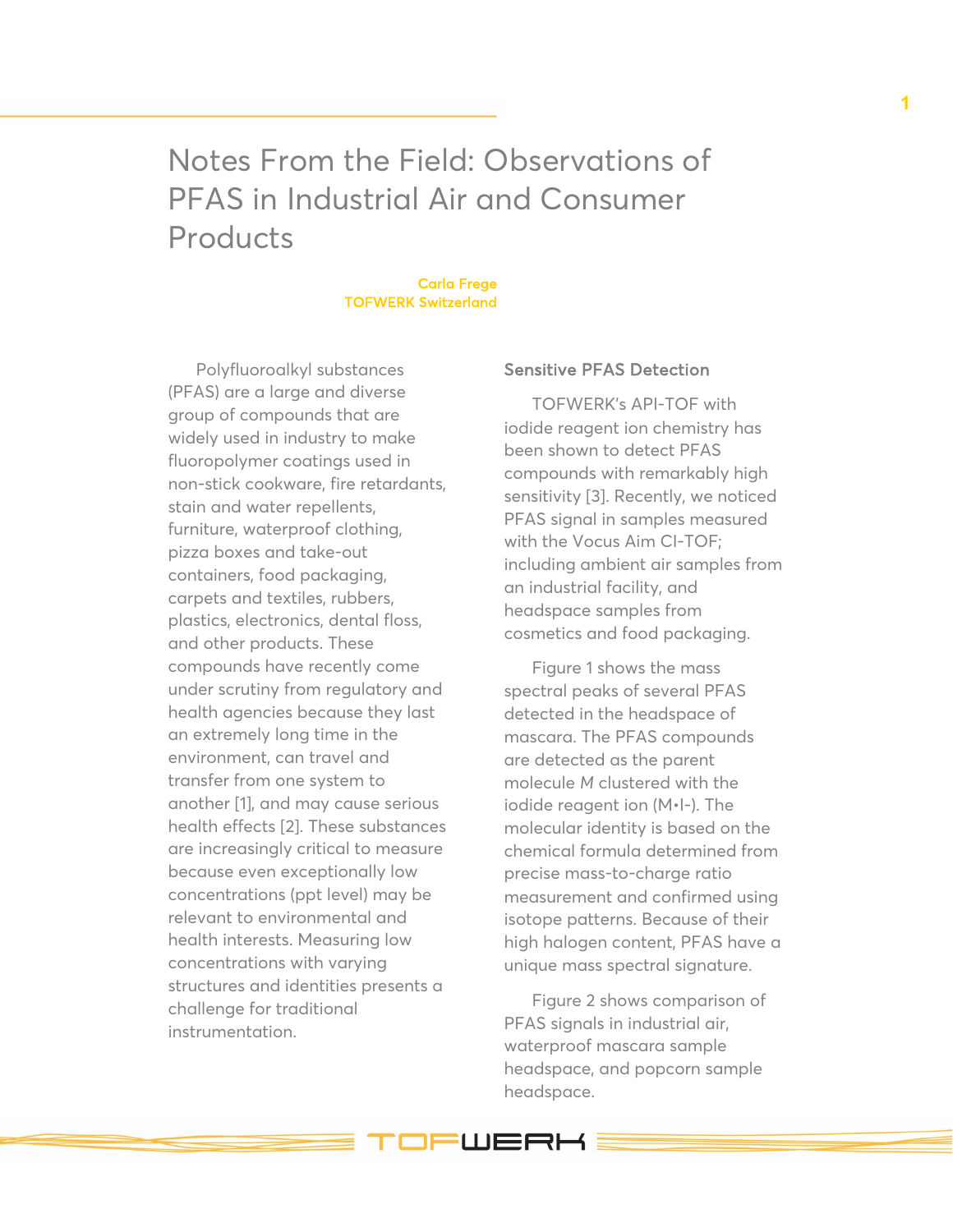# Notes From the Field: Observations of PFAS in Industrial Air and Consumer Products

**Carla Frege**
**TOFWERK Switzerland**

Polyfluoroalkyl substances (PFAS) are a large and diverse group of compounds that are widely used in industry to make fluoropolymer coatings used in non-stick cookware, fire retardants, stain and water repellents, furniture, waterproof clothing, pizza boxes and take-out containers, food packaging, carpets and textiles, rubbers, plastics, electronics, dental floss, and other products. These compounds have recently come under scrutiny from regulatory and health agencies because they last an extremely long time in the environment, can travel and transfer from one system to another [1], and may cause serious health effects [2]. These substances are increasingly critical to measure because even exceptionally low concentrations (ppt level) may be relevant to environmental and health interests. Measuring low concentrations with varying structures and identities presents a challenge for traditional instrumentation.

## Sensitive PFAS Detection

TOFWERK's API-TOF with iodide reagent ion chemistry has been shown to detect PFAS compounds with remarkably high sensitivity [3]. Recently, we noticed PFAS signal in samples measured with the Vocus Aim CI-TOF; including ambient air samples from an industrial facility, and headspace samples from cosmetics and food packaging.

Figure 1 shows the mass spectral peaks of several PFAS detected in the headspace of mascara. The PFAS compounds are detected as the parent molecule *M* clustered with the iodide reagent ion (M•I-). The molecular identity is based on the chemical formula determined from precise mass-to-charge ratio measurement and confirmed using isotope patterns. Because of their high halogen content, PFAS have a unique mass spectral signature.

Figure 2 shows comparison of PFAS signals in industrial air, waterproof mascara sample headspace, and popcorn sample headspace.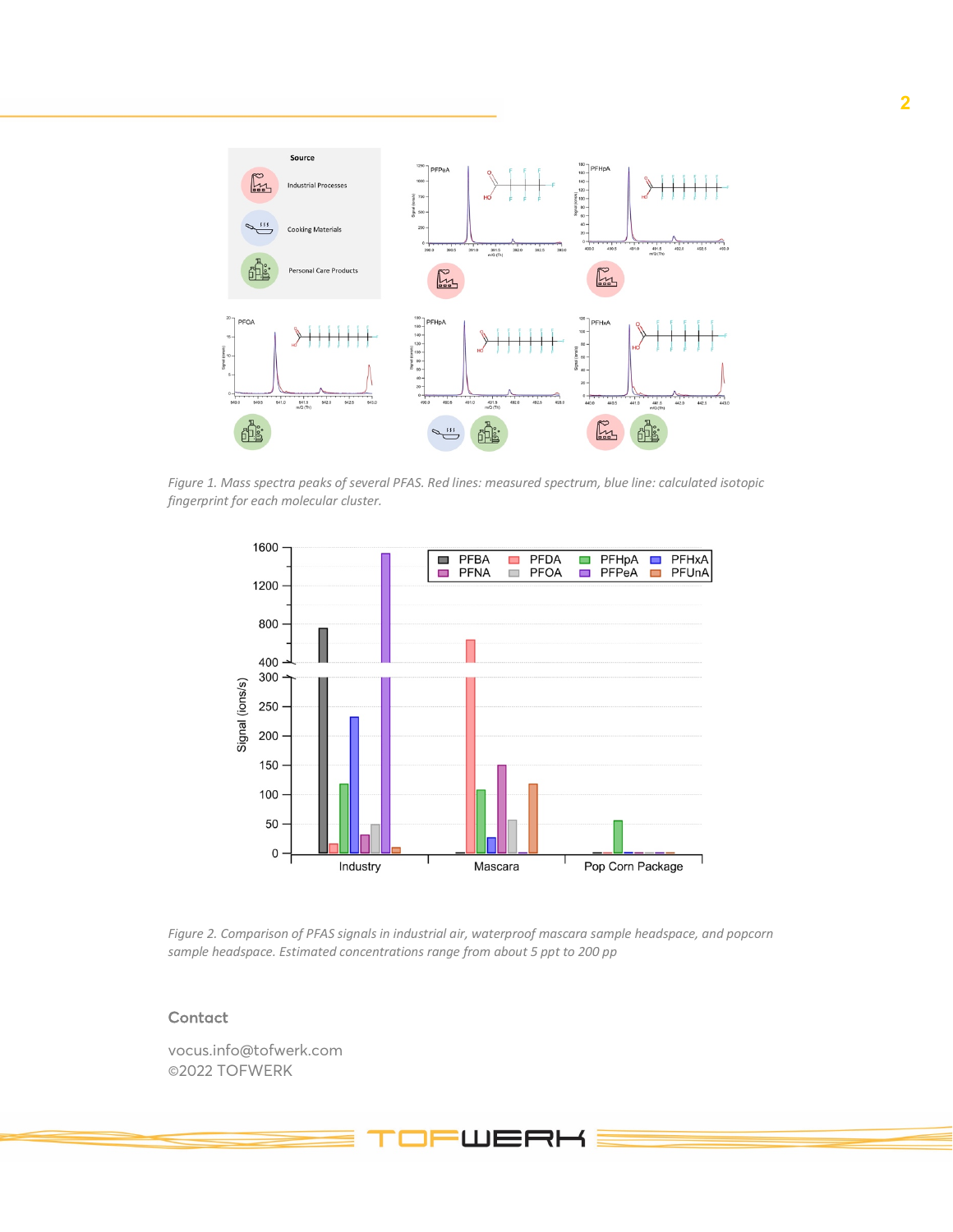Source

Industrial Processes

Cooking Materials

Personal Care Products

PFPeA

PFHpA

PFOA

PFHpA

PFHxA

*Figure 1. Mass spectra peaks of several PFAS. Red lines: measured spectrum, blue line: calculated isotopic fingerprint for each molecular cluster.*

PFBA PFDA PFHpA PFHxA
PFNA PFOA PFPeA PFUnA

Signal (ions/s)

1600
1200
800
400
300
250
200
150
100
50
0

Industry
Mascara
Pop Corn Package

*Figure 2. Comparison of PFAS signals in industrial air, waterproof mascara sample headspace, and popcorn sample headspace. Estimated concentrations range from about 5 ppt to 200 pp*

## Contact

vocus.info@tofwerk.com
©2022 TOFWERK

TOFWERK